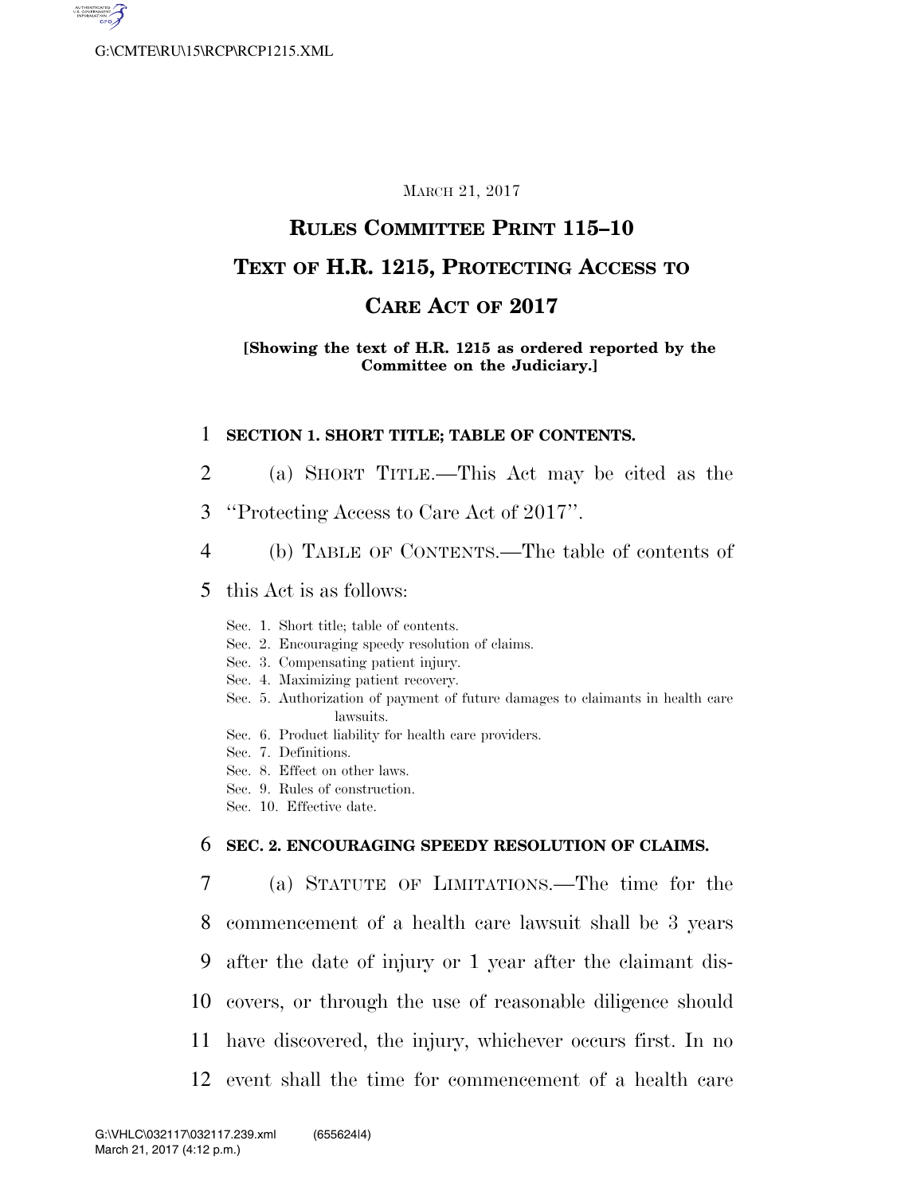March 21, 2017

# Rules Committee Print 115–10

# Text of H.R. 1215, Protecting Access to Care Act of 2017

**[Showing the text of H.R. 1215 as ordered reported by the Committee on the Judiciary.]**

## SECTION 1. SHORT TITLE; TABLE OF CONTENTS.

(a) Short Title.—This Act may be cited as the ''Protecting Access to Care Act of 2017''.

(b) Table of Contents.—The table of contents of this Act is as follows:

- Sec. 1. Short title; table of contents.
- Sec. 2. Encouraging speedy resolution of claims.
- Sec. 3. Compensating patient injury.
- Sec. 4. Maximizing patient recovery.
- Sec. 5. Authorization of payment of future damages to claimants in health care lawsuits.
- Sec. 6. Product liability for health care providers.
- Sec. 7. Definitions.
- Sec. 8. Effect on other laws.
- Sec. 9. Rules of construction.
- Sec. 10. Effective date.

## SEC. 2. ENCOURAGING SPEEDY RESOLUTION OF CLAIMS.

(a) Statute of Limitations.—The time for the commencement of a health care lawsuit shall be 3 years after the date of injury or 1 year after the claimant discovers, or through the use of reasonable diligence should have discovered, the injury, whichever occurs first. In no event shall the time for commencement of a health care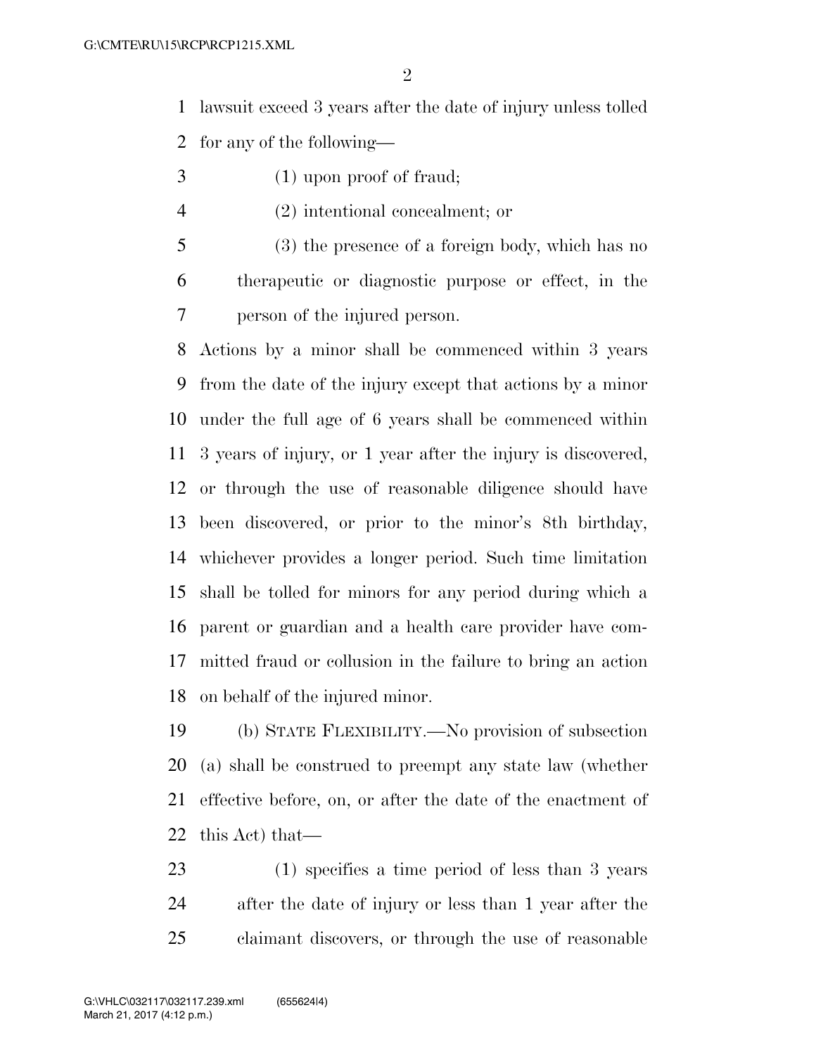lawsuit exceed 3 years after the date of injury unless tolled for any of the following—

(1) upon proof of fraud;

(2) intentional concealment; or

(3) the presence of a foreign body, which has no therapeutic or diagnostic purpose or effect, in the person of the injured person.

Actions by a minor shall be commenced within 3 years from the date of the injury except that actions by a minor under the full age of 6 years shall be commenced within 3 years of injury, or 1 year after the injury is discovered, or through the use of reasonable diligence should have been discovered, or prior to the minor's 8th birthday, whichever provides a longer period. Such time limitation shall be tolled for minors for any period during which a parent or guardian and a health care provider have committed fraud or collusion in the failure to bring an action on behalf of the injured minor.

(b) STATE FLEXIBILITY.—No provision of subsection (a) shall be construed to preempt any state law (whether effective before, on, or after the date of the enactment of this Act) that—

(1) specifies a time period of less than 3 years after the date of injury or less than 1 year after the claimant discovers, or through the use of reasonable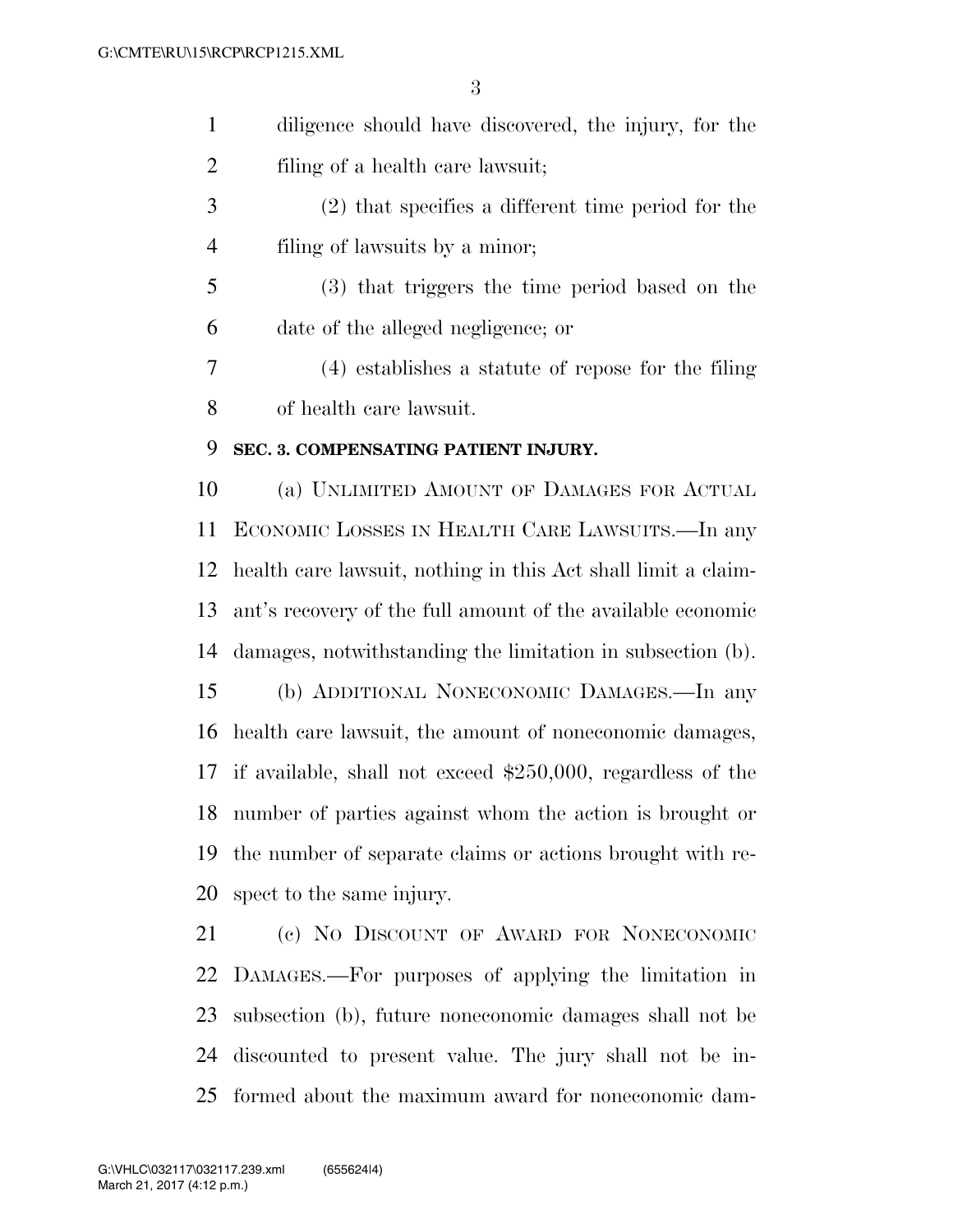diligence should have discovered, the injury, for the filing of a health care lawsuit;

(2) that specifies a different time period for the filing of lawsuits by a minor;

(3) that triggers the time period based on the date of the alleged negligence; or

(4) establishes a statute of repose for the filing of health care lawsuit.

**SEC. 3. COMPENSATING PATIENT INJURY.**

(a) UNLIMITED AMOUNT OF DAMAGES FOR ACTUAL ECONOMIC LOSSES IN HEALTH CARE LAWSUITS.—In any health care lawsuit, nothing in this Act shall limit a claimant's recovery of the full amount of the available economic damages, notwithstanding the limitation in subsection (b).

(b) ADDITIONAL NONECONOMIC DAMAGES.—In any health care lawsuit, the amount of noneconomic damages, if available, shall not exceed $250,000, regardless of the number of parties against whom the action is brought or the number of separate claims or actions brought with respect to the same injury.

(c) NO DISCOUNT OF AWARD FOR NONECONOMIC DAMAGES.—For purposes of applying the limitation in subsection (b), future noneconomic damages shall not be discounted to present value. The jury shall not be informed about the maximum award for noneconomic dam-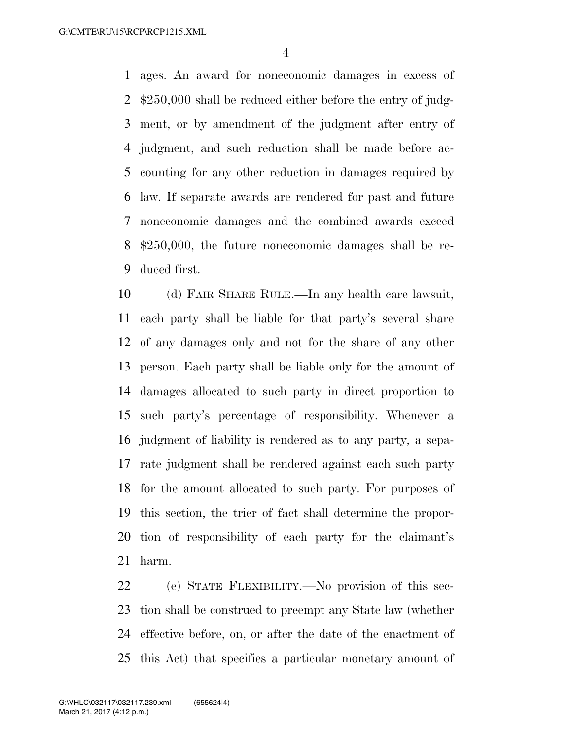ages. An award for noneconomic damages in excess of $250,000 shall be reduced either before the entry of judgment, or by amendment of the judgment after entry of judgment, and such reduction shall be made before accounting for any other reduction in damages required by law. If separate awards are rendered for past and future noneconomic damages and the combined awards exceed $250,000, the future noneconomic damages shall be reduced first.

(d) FAIR SHARE RULE.—In any health care lawsuit, each party shall be liable for that party's several share of any damages only and not for the share of any other person. Each party shall be liable only for the amount of damages allocated to such party in direct proportion to such party's percentage of responsibility. Whenever a judgment of liability is rendered as to any party, a separate judgment shall be rendered against each such party for the amount allocated to such party. For purposes of this section, the trier of fact shall determine the proportion of responsibility of each party for the claimant's harm.

(e) STATE FLEXIBILITY.—No provision of this section shall be construed to preempt any State law (whether effective before, on, or after the date of the enactment of this Act) that specifies a particular monetary amount of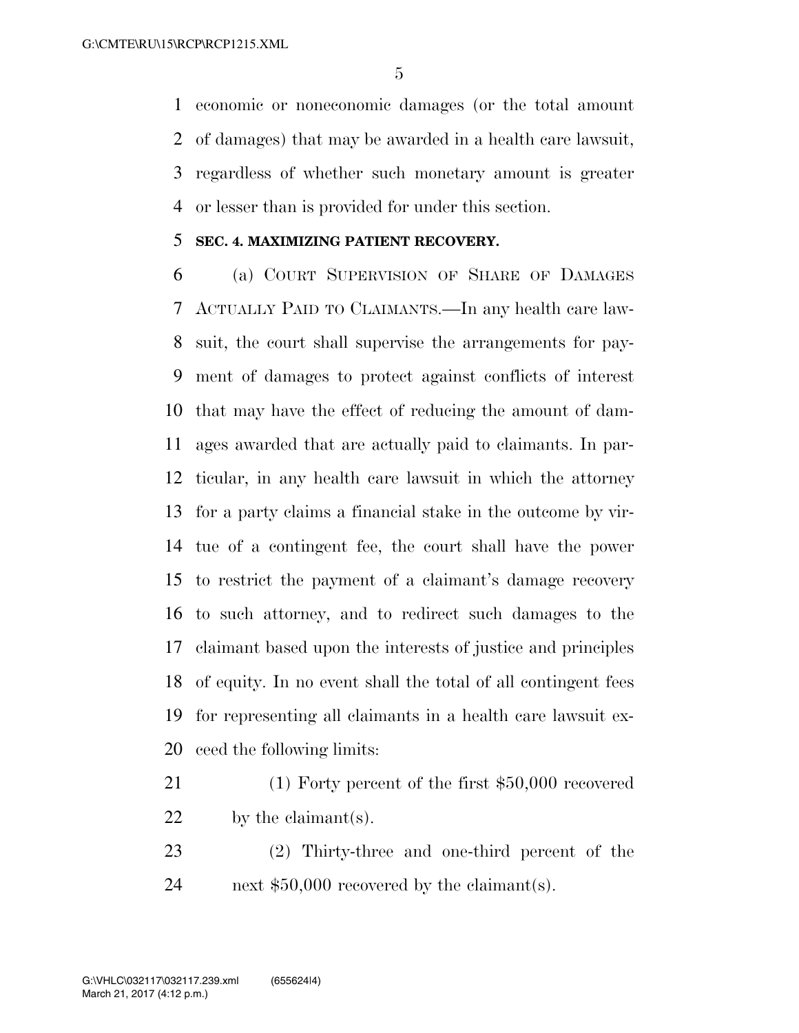economic or noneconomic damages (or the total amount of damages) that may be awarded in a health care lawsuit, regardless of whether such monetary amount is greater or lesser than is provided for under this section.

### SEC. 4. MAXIMIZING PATIENT RECOVERY.

(a) COURT SUPERVISION OF SHARE OF DAMAGES ACTUALLY PAID TO CLAIMANTS.—In any health care lawsuit, the court shall supervise the arrangements for payment of damages to protect against conflicts of interest that may have the effect of reducing the amount of damages awarded that are actually paid to claimants. In particular, in any health care lawsuit in which the attorney for a party claims a financial stake in the outcome by virtue of a contingent fee, the court shall have the power to restrict the payment of a claimant's damage recovery to such attorney, and to redirect such damages to the claimant based upon the interests of justice and principles of equity. In no event shall the total of all contingent fees for representing all claimants in a health care lawsuit exceed the following limits:

(1) Forty percent of the first $50,000 recovered by the claimant(s).

(2) Thirty-three and one-third percent of the next $50,000 recovered by the claimant(s).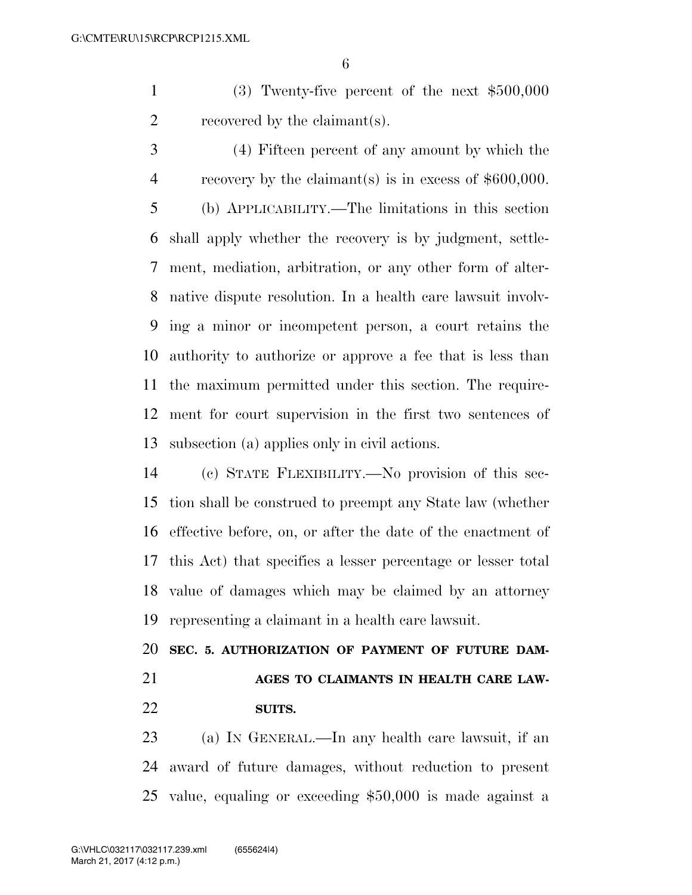(3) Twenty-five percent of the next $500,000 recovered by the claimant(s).

(4) Fifteen percent of any amount by which the recovery by the claimant(s) is in excess of $600,000.

(b) APPLICABILITY.—The limitations in this section shall apply whether the recovery is by judgment, settlement, mediation, arbitration, or any other form of alternative dispute resolution. In a health care lawsuit involving a minor or incompetent person, a court retains the authority to authorize or approve a fee that is less than the maximum permitted under this section. The requirement for court supervision in the first two sentences of subsection (a) applies only in civil actions.

(c) STATE FLEXIBILITY.—No provision of this section shall be construed to preempt any State law (whether effective before, on, or after the date of the enactment of this Act) that specifies a lesser percentage or lesser total value of damages which may be claimed by an attorney representing a claimant in a health care lawsuit.

## SEC. 5. AUTHORIZATION OF PAYMENT OF FUTURE DAMAGES TO CLAIMANTS IN HEALTH CARE LAWSUITS.

(a) IN GENERAL.—In any health care lawsuit, if an award of future damages, without reduction to present value, equaling or exceeding $50,000 is made against a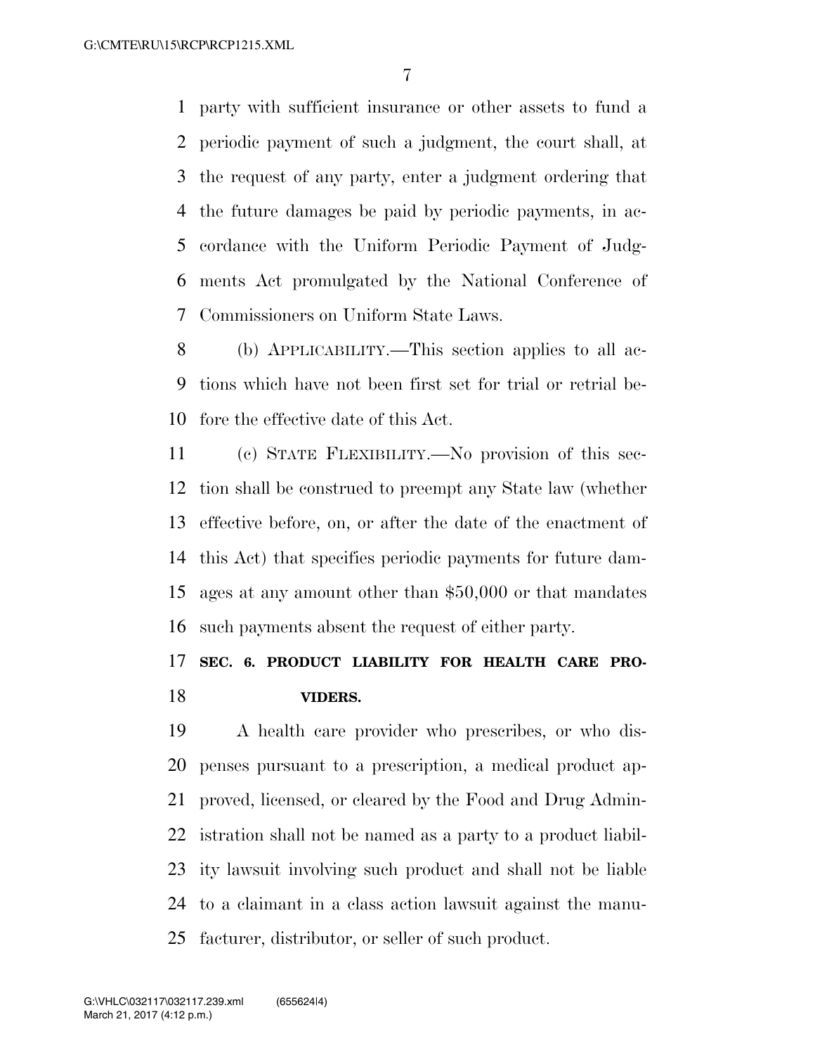party with sufficient insurance or other assets to fund a periodic payment of such a judgment, the court shall, at the request of any party, enter a judgment ordering that the future damages be paid by periodic payments, in accordance with the Uniform Periodic Payment of Judgments Act promulgated by the National Conference of Commissioners on Uniform State Laws.

(b) APPLICABILITY.—This section applies to all actions which have not been first set for trial or retrial before the effective date of this Act.

(c) STATE FLEXIBILITY.—No provision of this section shall be construed to preempt any State law (whether effective before, on, or after the date of the enactment of this Act) that specifies periodic payments for future damages at any amount other than $50,000 or that mandates such payments absent the request of either party.

## SEC. 6. PRODUCT LIABILITY FOR HEALTH CARE PROVIDERS.

A health care provider who prescribes, or who dispenses pursuant to a prescription, a medical product approved, licensed, or cleared by the Food and Drug Administration shall not be named as a party to a product liability lawsuit involving such product and shall not be liable to a claimant in a class action lawsuit against the manufacturer, distributor, or seller of such product.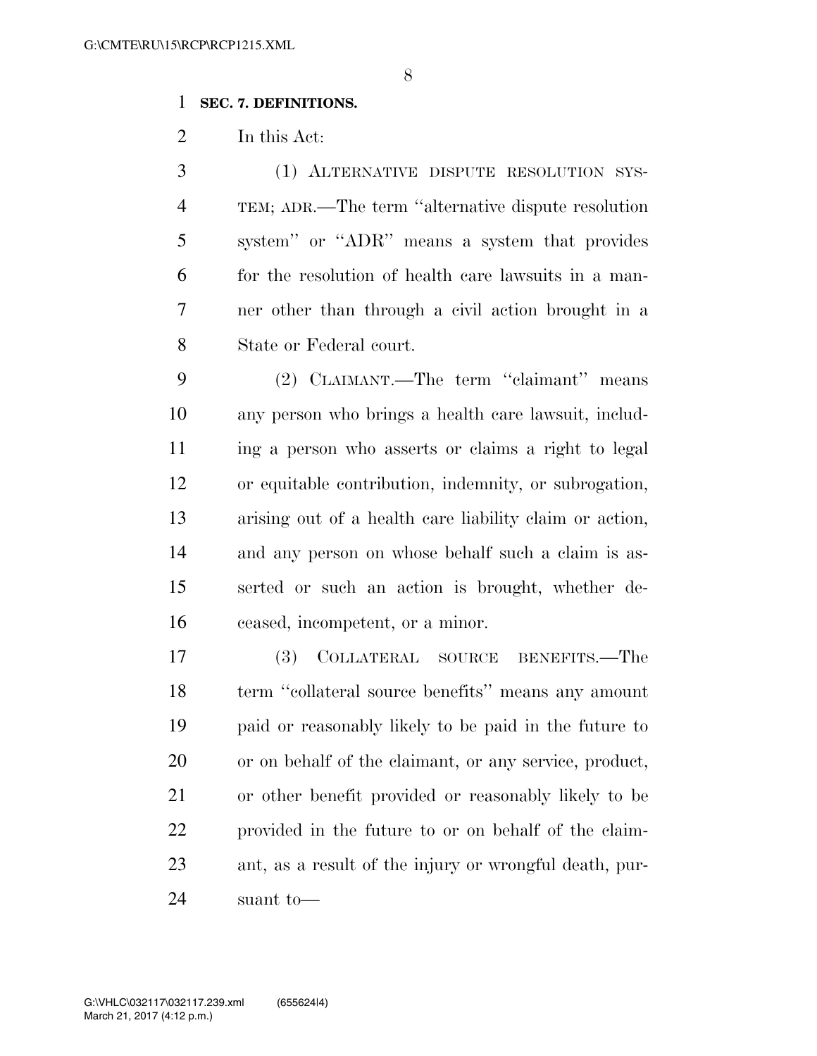**SEC. 7. DEFINITIONS.**

In this Act:

(1) ALTERNATIVE DISPUTE RESOLUTION SYSTEM; ADR.—The term ''alternative dispute resolution system'' or ''ADR'' means a system that provides for the resolution of health care lawsuits in a manner other than through a civil action brought in a State or Federal court.

(2) CLAIMANT.—The term ''claimant'' means any person who brings a health care lawsuit, including a person who asserts or claims a right to legal or equitable contribution, indemnity, or subrogation, arising out of a health care liability claim or action, and any person on whose behalf such a claim is asserted or such an action is brought, whether deceased, incompetent, or a minor.

(3) COLLATERAL SOURCE BENEFITS.—The term ''collateral source benefits'' means any amount paid or reasonably likely to be paid in the future to or on behalf of the claimant, or any service, product, or other benefit provided or reasonably likely to be provided in the future to or on behalf of the claimant, as a result of the injury or wrongful death, pursuant to—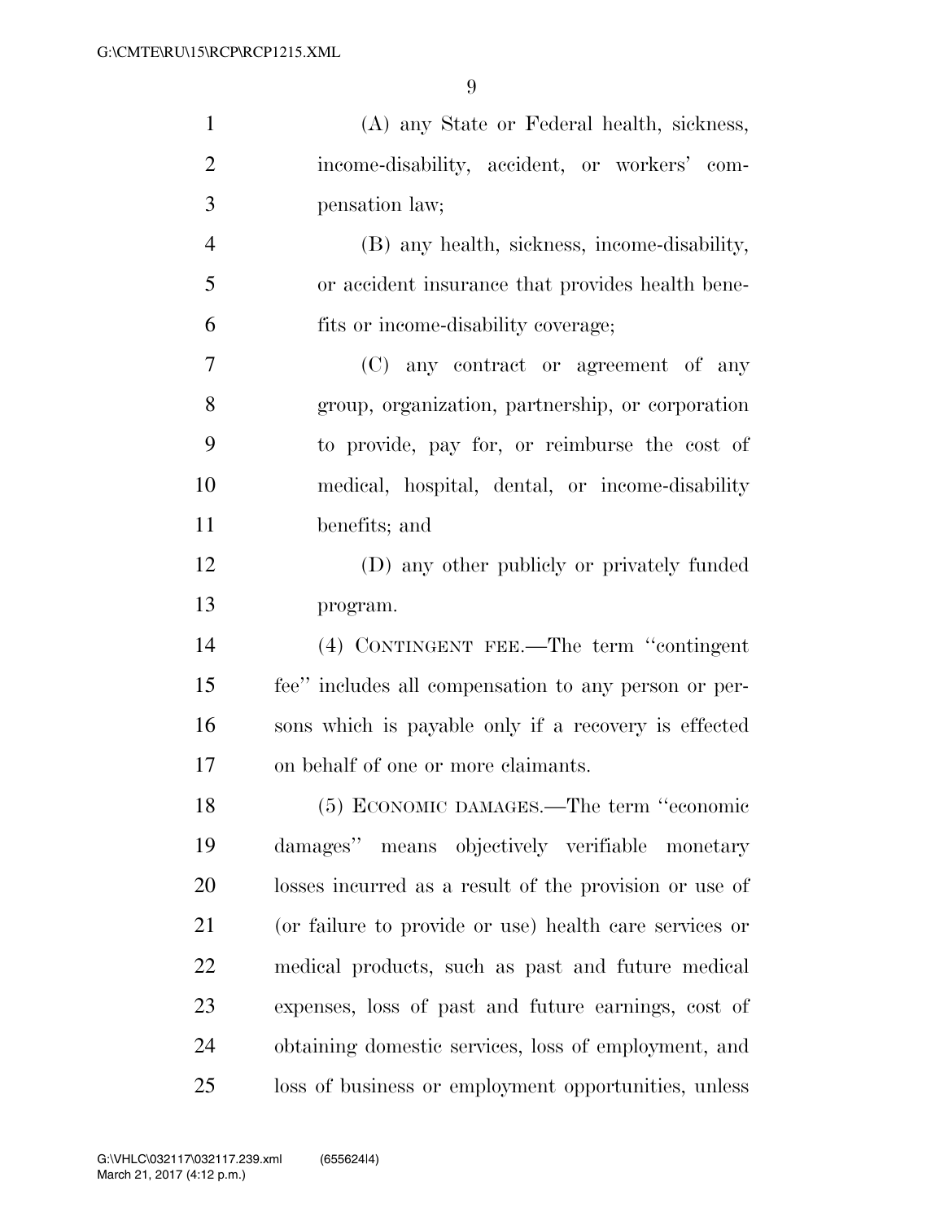(A) any State or Federal health, sickness, income-disability, accident, or workers' compensation law;

(B) any health, sickness, income-disability, or accident insurance that provides health benefits or income-disability coverage;

(C) any contract or agreement of any group, organization, partnership, or corporation to provide, pay for, or reimburse the cost of medical, hospital, dental, or income-disability benefits; and

(D) any other publicly or privately funded program.

(4) CONTINGENT FEE.—The term "contingent fee" includes all compensation to any person or persons which is payable only if a recovery is effected on behalf of one or more claimants.

(5) ECONOMIC DAMAGES.—The term "economic damages" means objectively verifiable monetary losses incurred as a result of the provision or use of (or failure to provide or use) health care services or medical products, such as past and future medical expenses, loss of past and future earnings, cost of obtaining domestic services, loss of employment, and loss of business or employment opportunities, unless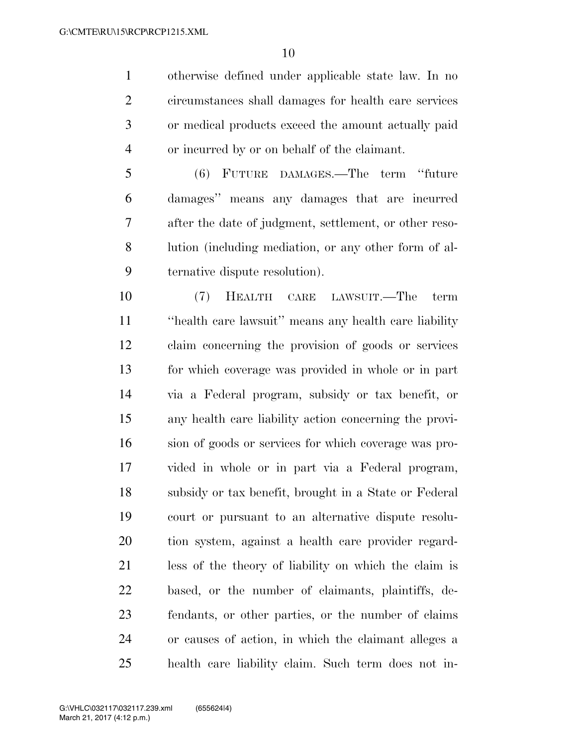otherwise defined under applicable state law. In no circumstances shall damages for health care services or medical products exceed the amount actually paid or incurred by or on behalf of the claimant.

(6) FUTURE DAMAGES.—The term "future damages" means any damages that are incurred after the date of judgment, settlement, or other resolution (including mediation, or any other form of alternative dispute resolution).

(7) HEALTH CARE LAWSUIT.—The term "health care lawsuit" means any health care liability claim concerning the provision of goods or services for which coverage was provided in whole or in part via a Federal program, subsidy or tax benefit, or any health care liability action concerning the provision of goods or services for which coverage was provided in whole or in part via a Federal program, subsidy or tax benefit, brought in a State or Federal court or pursuant to an alternative dispute resolution system, against a health care provider regardless of the theory of liability on which the claim is based, or the number of claimants, plaintiffs, defendants, or other parties, or the number of claims or causes of action, in which the claimant alleges a health care liability claim. Such term does not in-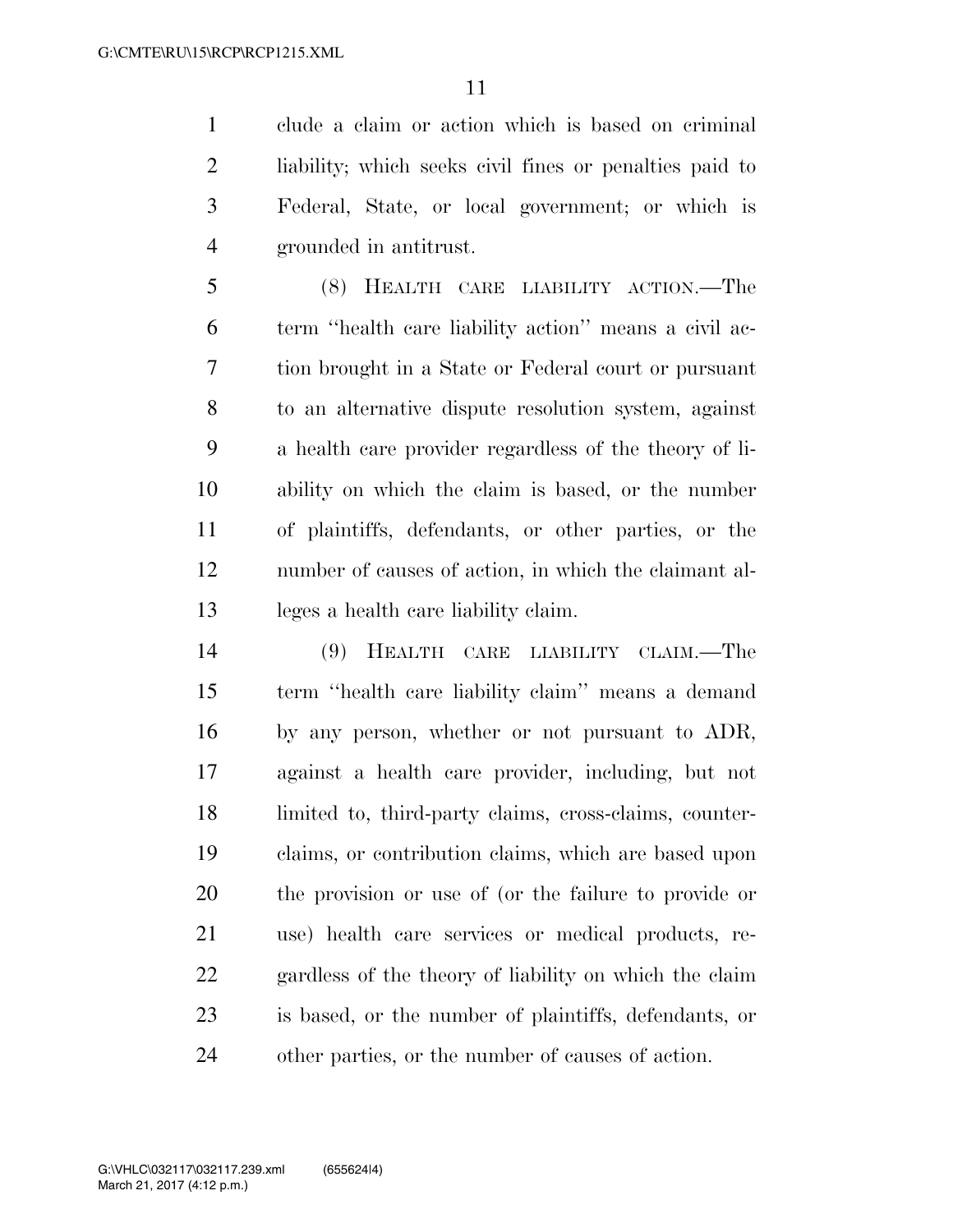clude a claim or action which is based on criminal liability; which seeks civil fines or penalties paid to Federal, State, or local government; or which is grounded in antitrust.

(8) HEALTH CARE LIABILITY ACTION.—The term ''health care liability action'' means a civil action brought in a State or Federal court or pursuant to an alternative dispute resolution system, against a health care provider regardless of the theory of liability on which the claim is based, or the number of plaintiffs, defendants, or other parties, or the number of causes of action, in which the claimant alleges a health care liability claim.

(9) HEALTH CARE LIABILITY CLAIM.—The term ''health care liability claim'' means a demand by any person, whether or not pursuant to ADR, against a health care provider, including, but not limited to, third-party claims, cross-claims, counter-claims, or contribution claims, which are based upon the provision or use of (or the failure to provide or use) health care services or medical products, regardless of the theory of liability on which the claim is based, or the number of plaintiffs, defendants, or other parties, or the number of causes of action.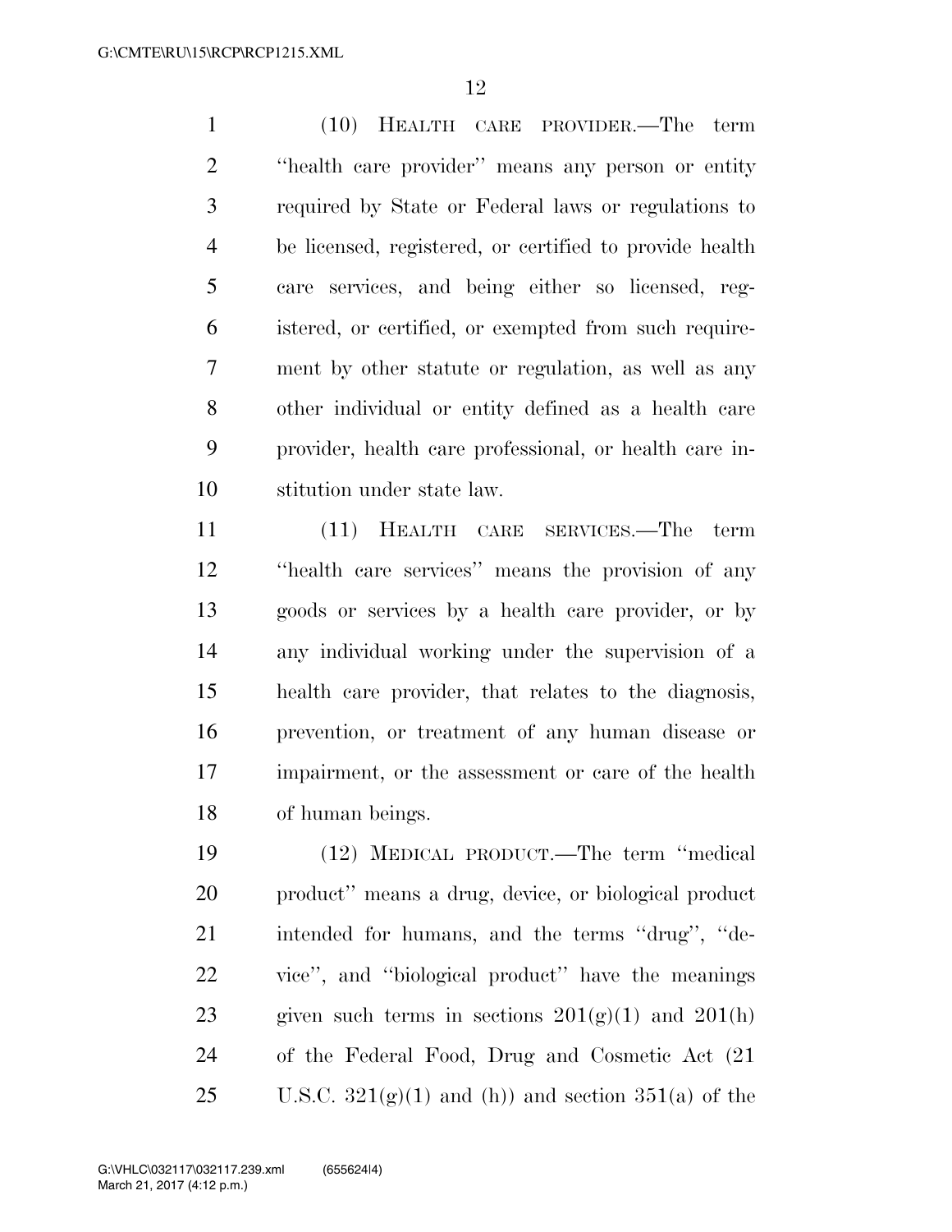(10) HEALTH CARE PROVIDER.—The term ''health care provider'' means any person or entity required by State or Federal laws or regulations to be licensed, registered, or certified to provide health care services, and being either so licensed, registered, or certified, or exempted from such requirement by other statute or regulation, as well as any other individual or entity defined as a health care provider, health care professional, or health care institution under state law.

(11) HEALTH CARE SERVICES.—The term ''health care services'' means the provision of any goods or services by a health care provider, or by any individual working under the supervision of a health care provider, that relates to the diagnosis, prevention, or treatment of any human disease or impairment, or the assessment or care of the health of human beings.

(12) MEDICAL PRODUCT.—The term ''medical product'' means a drug, device, or biological product intended for humans, and the terms ''drug'', ''device'', and ''biological product'' have the meanings given such terms in sections 201(g)(1) and 201(h) of the Federal Food, Drug and Cosmetic Act (21 U.S.C. 321(g)(1) and (h)) and section 351(a) of the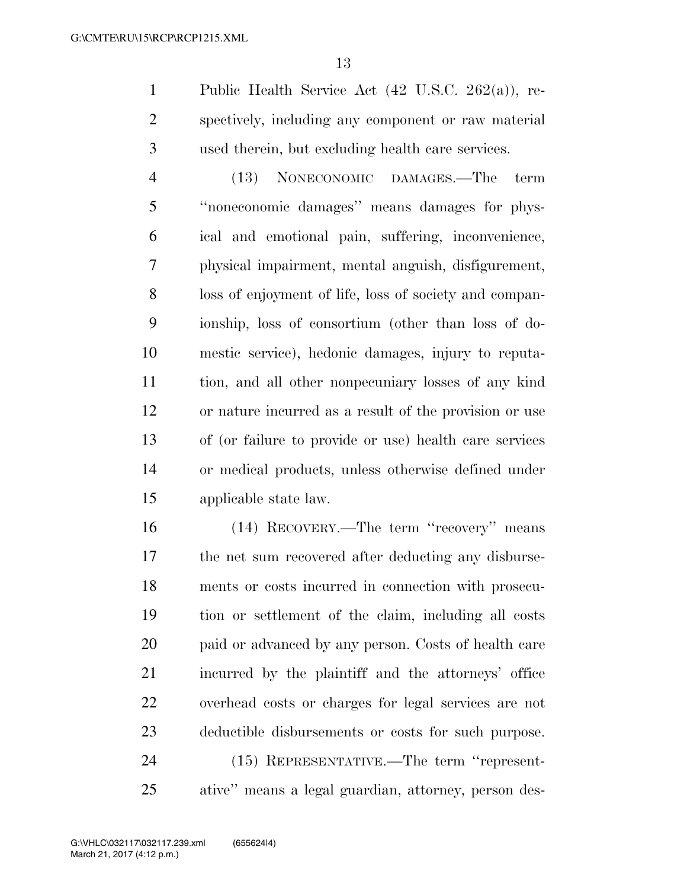Public Health Service Act (42 U.S.C. 262(a)), respectively, including any component or raw material used therein, but excluding health care services.

(13) NONECONOMIC DAMAGES.—The term ''noneconomic damages'' means damages for physical and emotional pain, suffering, inconvenience, physical impairment, mental anguish, disfigurement, loss of enjoyment of life, loss of society and companionship, loss of consortium (other than loss of domestic service), hedonic damages, injury to reputation, and all other nonpecuniary losses of any kind or nature incurred as a result of the provision or use of (or failure to provide or use) health care services or medical products, unless otherwise defined under applicable state law.

(14) RECOVERY.—The term ''recovery'' means the net sum recovered after deducting any disbursements or costs incurred in connection with prosecution or settlement of the claim, including all costs paid or advanced by any person. Costs of health care incurred by the plaintiff and the attorneys' office overhead costs or charges for legal services are not deductible disbursements or costs for such purpose.

(15) REPRESENTATIVE.—The term ''representative'' means a legal guardian, attorney, person des-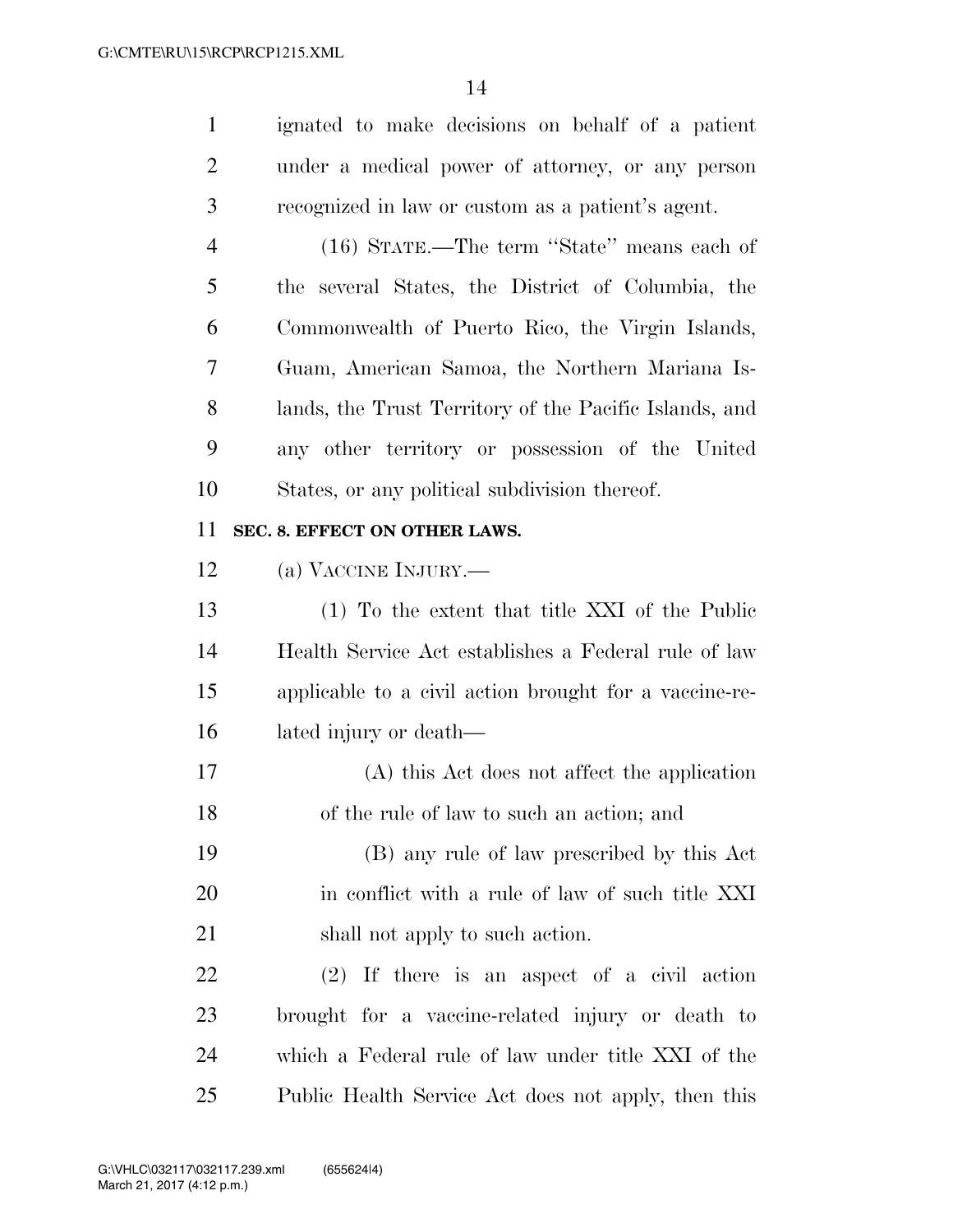ignated to make decisions on behalf of a patient under a medical power of attorney, or any person recognized in law or custom as a patient's agent.

(16) STATE.—The term ''State'' means each of the several States, the District of Columbia, the Commonwealth of Puerto Rico, the Virgin Islands, Guam, American Samoa, the Northern Mariana Islands, the Trust Territory of the Pacific Islands, and any other territory or possession of the United States, or any political subdivision thereof.

**SEC. 8. EFFECT ON OTHER LAWS.**

(a) VACCINE INJURY.—

(1) To the extent that title XXI of the Public Health Service Act establishes a Federal rule of law applicable to a civil action brought for a vaccine-related injury or death—

(A) this Act does not affect the application of the rule of law to such an action; and

(B) any rule of law prescribed by this Act in conflict with a rule of law of such title XXI shall not apply to such action.

(2) If there is an aspect of a civil action brought for a vaccine-related injury or death to which a Federal rule of law under title XXI of the Public Health Service Act does not apply, then this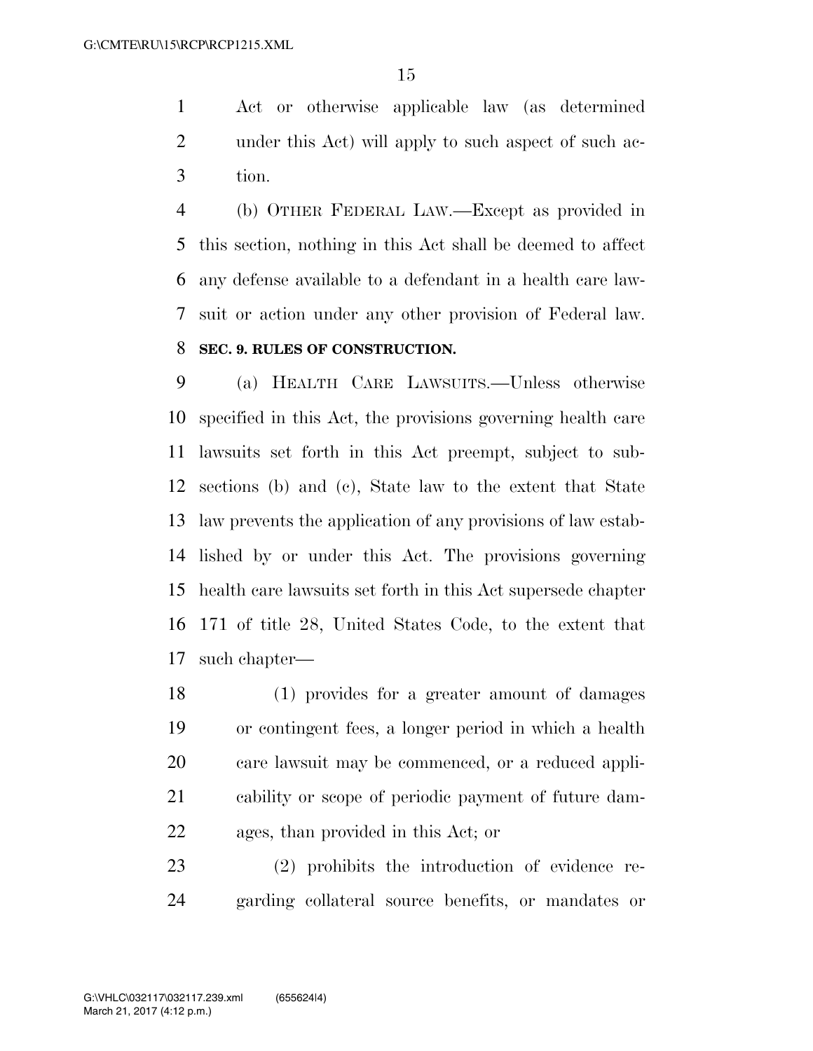Act or otherwise applicable law (as determined under this Act) will apply to such aspect of such action.

(b) OTHER FEDERAL LAW.—Except as provided in this section, nothing in this Act shall be deemed to affect any defense available to a defendant in a health care lawsuit or action under any other provision of Federal law.

**SEC. 9. RULES OF CONSTRUCTION.**

(a) HEALTH CARE LAWSUITS.—Unless otherwise specified in this Act, the provisions governing health care lawsuits set forth in this Act preempt, subject to subsections (b) and (c), State law to the extent that State law prevents the application of any provisions of law established by or under this Act. The provisions governing health care lawsuits set forth in this Act supersede chapter 171 of title 28, United States Code, to the extent that such chapter—

(1) provides for a greater amount of damages or contingent fees, a longer period in which a health care lawsuit may be commenced, or a reduced applicability or scope of periodic payment of future damages, than provided in this Act; or

(2) prohibits the introduction of evidence regarding collateral source benefits, or mandates or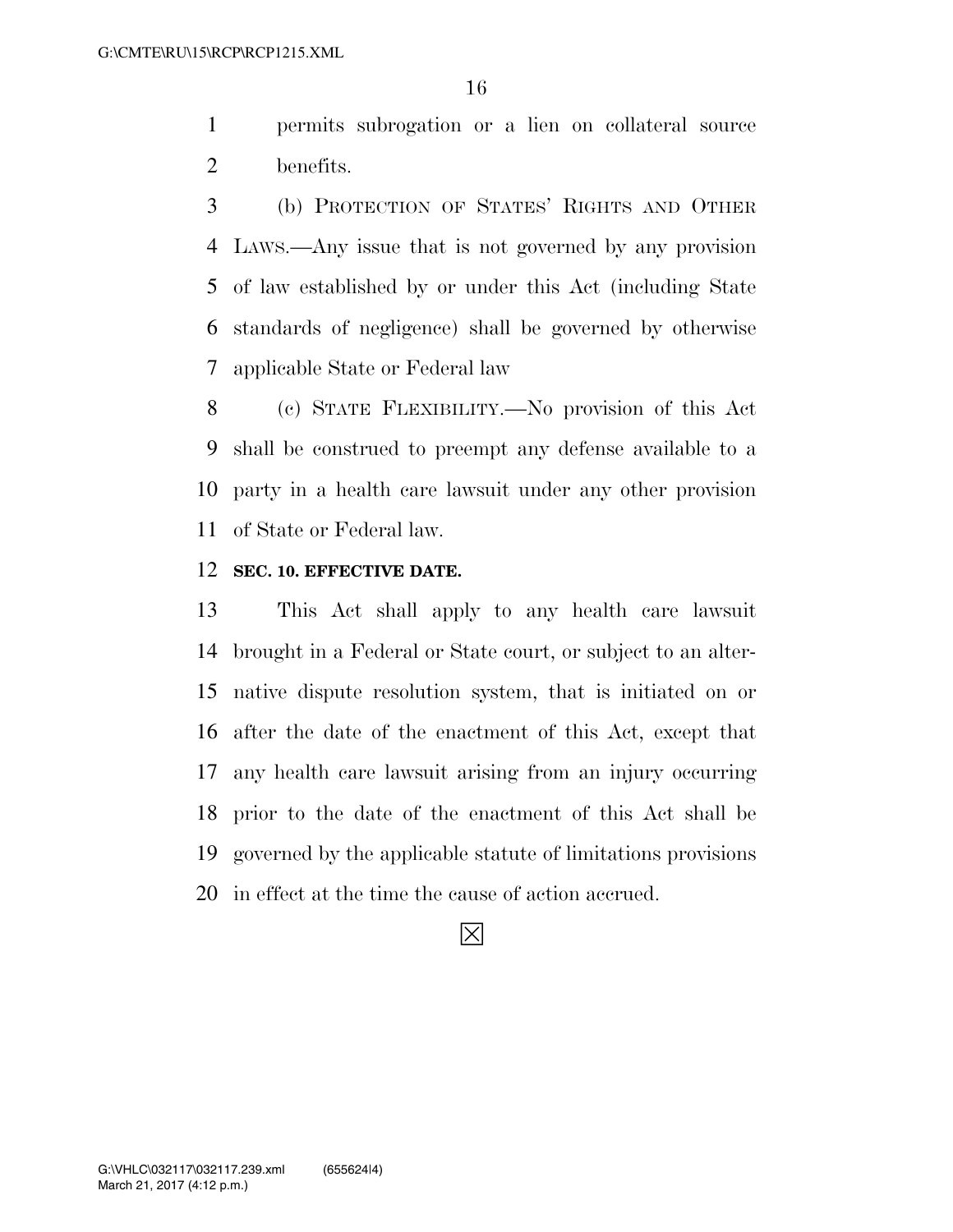permits subrogation or a lien on collateral source benefits.

(b) PROTECTION OF STATES' RIGHTS AND OTHER LAWS.—Any issue that is not governed by any provision of law established by or under this Act (including State standards of negligence) shall be governed by otherwise applicable State or Federal law

(c) STATE FLEXIBILITY.—No provision of this Act shall be construed to preempt any defense available to a party in a health care lawsuit under any other provision of State or Federal law.

**SEC. 10. EFFECTIVE DATE.**

This Act shall apply to any health care lawsuit brought in a Federal or State court, or subject to an alternative dispute resolution system, that is initiated on or after the date of the enactment of this Act, except that any health care lawsuit arising from an injury occurring prior to the date of the enactment of this Act shall be governed by the applicable statute of limitations provisions in effect at the time the cause of action accrued.